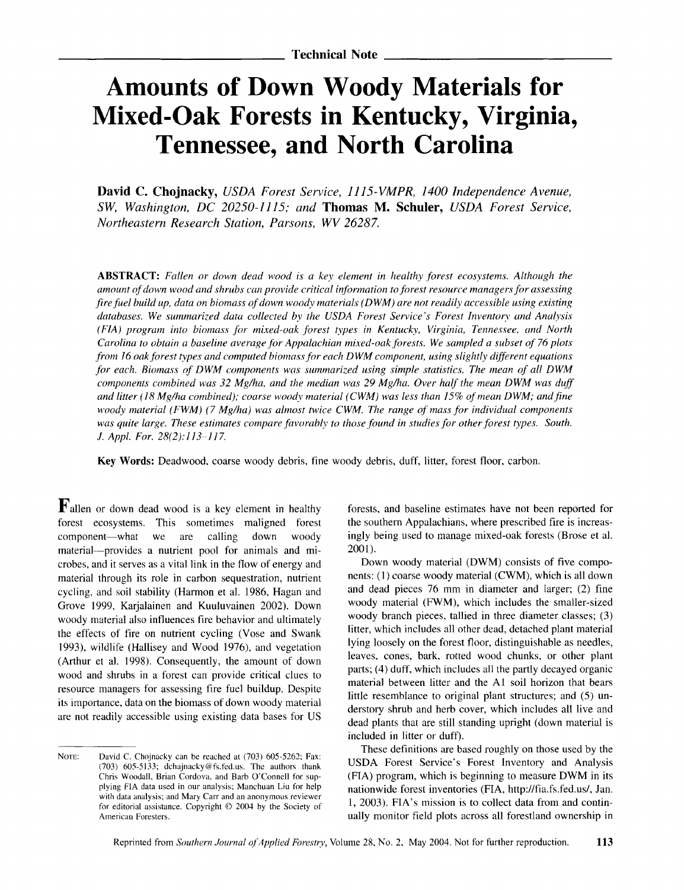Technical Note

# Amounts of Down Woody Materials for Mixed-Oak Forests in Kentucky, Virginia, Tennessee, and North Carolina

**David C. Chojnacky**, *USDA Forest Service, 1115-VMPR, 1400 Independence Avenue, SW, Washington, DC 20250-1115;* and **Thomas M. Schuler**, *USDA Forest Service, Northeastern Research Station, Parsons, WV 26287.*

**ABSTRACT:** *Fallen or down dead wood is a key element in healthy forest ecosystems. Although the amount of down wood and shrubs can provide critical information to forest resource managers for assessing fire fuel build up, data on biomass of down woody materials (DWM) are not readily accessible using existing databases. We summarized data collected by the USDA Forest Service's Forest Inventory and Analysis (FIA) program into biomass for mixed-oak forest types in Kentucky, Virginia, Tennessee, and North Carolina to obtain a baseline average for Appalachian mixed-oak forests. We sampled a subset of 76 plots from 16 oak forest types and computed biomass for each DWM component, using slightly different equations for each. Biomass of DWM components was summarized using simple statistics. The mean of all DWM components combined was 32 Mg/ha, and the median was 29 Mg/ha. Over half the mean DWM was duff and litter (18 Mg/ha combined); coarse woody material (CWM) was less than 15% of mean DWM; and fine woody material (FWM) (7 Mg/ha) was almost twice CWM. The range of mass for individual components was quite large. These estimates compare favorably to those found in studies for other forest types. South. J. Appl. For. 28(2):113–117.*

**Key Words:** Deadwood, coarse woody debris, fine woody debris, duff, litter, forest floor, carbon.

Fallen or down dead wood is a key element in healthy forest ecosystems. This sometimes maligned forest component—what we are calling down woody material—provides a nutrient pool for animals and microbes, and it serves as a vital link in the flow of energy and material through its role in carbon sequestration, nutrient cycling, and soil stability (Harmon et al. 1986, Hagan and Grove 1999, Karjalainen and Kuuluvainen 2002). Down woody material also influences fire behavior and ultimately the effects of fire on nutrient cycling (Vose and Swank 1993), wildlife (Hallisey and Wood 1976), and vegetation (Arthur et al. 1998). Consequently, the amount of down wood and shrubs in a forest can provide critical clues to resource managers for assessing fire fuel buildup. Despite its importance, data on the biomass of down woody material are not readily accessible using existing data bases for US forests, and baseline estimates have not been reported for the southern Appalachians, where prescribed fire is increasingly being used to manage mixed-oak forests (Brose et al. 2001).

Down woody material (DWM) consists of five components: (1) coarse woody material (CWM), which is all down and dead pieces 76 mm in diameter and larger; (2) fine woody material (FWM), which includes the smaller-sized woody branch pieces, tallied in three diameter classes; (3) litter, which includes all other dead, detached plant material lying loosely on the forest floor, distinguishable as needles, leaves, cones, bark, rotted wood chunks, or other plant parts; (4) duff, which includes all the partly decayed organic material between litter and the A1 soil horizon that bears little resemblance to original plant structures; and (5) understory shrub and herb cover, which includes all live and dead plants that are still standing upright (down material is included in litter or duff).

These definitions are based roughly on those used by the USDA Forest Service's Forest Inventory and Analysis (FIA) program, which is beginning to measure DWM in its nationwide forest inventories (FIA, http://fia.fs.fed.us/, Jan. 1, 2003). FIA's mission is to collect data from and continually monitor field plots across all forestland ownership in

NOTE: David C. Chojnacky can be reached at (703) 605-5262; Fax: (703) 605-5133; dchajnacky@fs.fed.us. The authors thank Chris Woodall, Brian Cordova, and Barb O'Connell for supplying FIA data used in our analysis; Manchuan Liu for help with data analysis; and Mary Carr and an anonymous reviewer for editorial assistance. Copyright © 2004 by the Society of American Foresters.

Reprinted from *Southern Journal of Applied Forestry*, Volume 28, No. 2, May 2004. Not for further reproduction.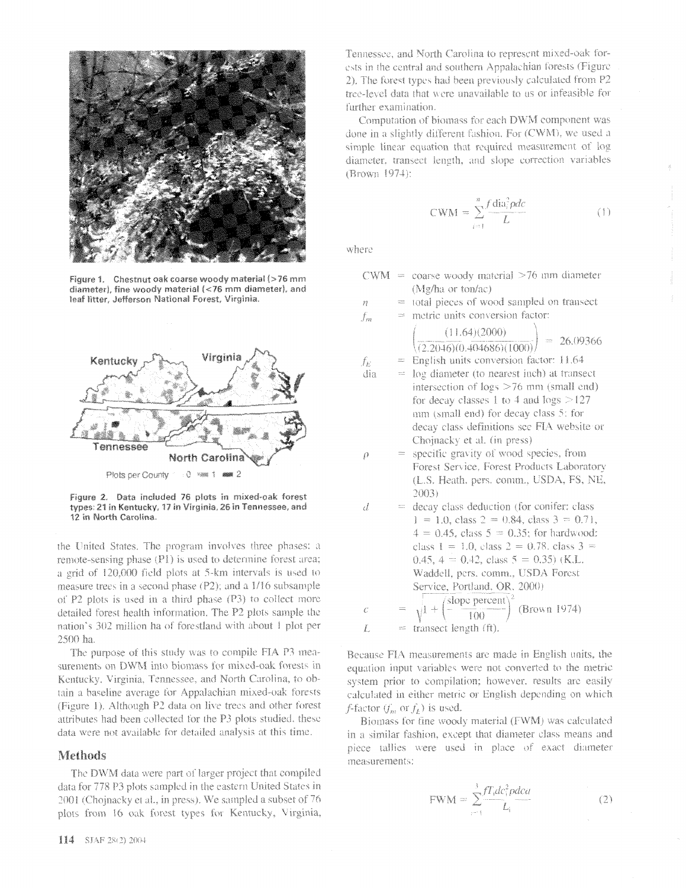Figure 1. Chestnut oak coarse woody material (>76 mm diameter), fine woody material (<76 mm diameter), and leaf litter, Jefferson National Forest, Virginia.

Kentucky
Virginia
Tennessee
North Carolina
Plots per County 0 1 2

Figure 2. Data included 76 plots in mixed-oak forest types: 21 in Kentucky, 17 in Virginia, 26 in Tennessee, and 12 in North Carolina.

the United States. The program involves three phases: a remote-sensing phase (P1) is used to determine forest area; a grid of 120,000 field plots at 5-km intervals is used to measure trees in a second phase (P2); and a 1/16 subsample of P2 plots is used in a third phase (P3) to collect more detailed forest health information. The P2 plots sample the nation's 302 million ha of forestland with about 1 plot per 2500 ha.

The purpose of this study was to compile FIA P3 measurements on DWM into biomass for mixed-oak forests in Kentucky, Virginia, Tennessee, and North Carolina, to obtain a baseline average for Appalachian mixed-oak forests (Figure 1). Although P2 data on live trees and other forest attributes had been collected for the P3 plots studied, these data were not available for detailed analysis at this time.

## Methods

The DWM data were part of larger project that compiled data for 778 P3 plots sampled in the eastern United States in 2001 (Chojnacky et al., in press). We sampled a subset of 76 plots from 16 oak forest types for Kentucky, Virginia, Tennessee, and North Carolina to represent mixed-oak forests in the central and southern Appalachian forests (Figure 2). The forest types had been previously calculated from P2 tree-level data that were unavailable to us or infeasible for further examination.

Computation of biomass for each DWM component was done in a slightly different fashion. For (CWM), we used a simple linear equation that required measurement of log diameter, transect length, and slope correction variables (Brown 1974):

$$\text{CWM} = \sum_{i=1}^{n} \frac{f\,\text{dia}_i^2 \rho d c}{L} \tag{1}$$

where

CWM = coarse woody material >76 mm diameter (Mg/ha or ton/ac)

$n$ = total pieces of wood sampled on transect

$f_m$ = metric units conversion factor:
$$\left(\frac{(11.64)(2000)}{(2.2046)(0.404686)(1000)}\right) = 26.09366$$

$f_E$ = English units conversion factor: 11.64

dia = log diameter (to nearest inch) at transect intersection of logs >76 mm (small end) for decay classes 1 to 4 and logs >127 mm (small end) for decay class 5: for decay class definitions see FIA website or Chojnacky et al. (in press)

$\rho$ = specific gravity of wood species, from Forest Service, Forest Products Laboratory (L.S. Heath, pers. comm., USDA, FS, NE, 2003)

$d$ = decay class deduction (for conifer: class 1 = 1.0, class 2 = 0.84, class 3 = 0.71, 4 = 0.45, class 5 = 0.35; for hardwood: class 1 = 1.0, class 2 = 0.78, class 3 = 0.45, 4 = 0.42, class 5 = 0.35) (K.L. Waddell, pers. comm., USDA Forest Service, Portland, OR, 2000)

$c$ = $\sqrt{1 + \left(\frac{\text{slope percent}}{100}\right)^2}$ (Brown 1974)

$L$ = transect length (ft).

Because FIA measurements are made in English units, the equation input variables were not converted to the metric system prior to compilation; however, results are easily calculated in either metric or English depending on which $f$-factor ($f_m$ or $f_E$) is used.

Biomass for fine woody material (FWM) was calculated in a similar fashion, except that diameter class means and piece tallies were used in place of exact diameter measurements:

$$\text{FWM} = \sum_{i=1}^{3} \frac{f T_i dc_i^2 \rho d c a}{L_i} \tag{2}$$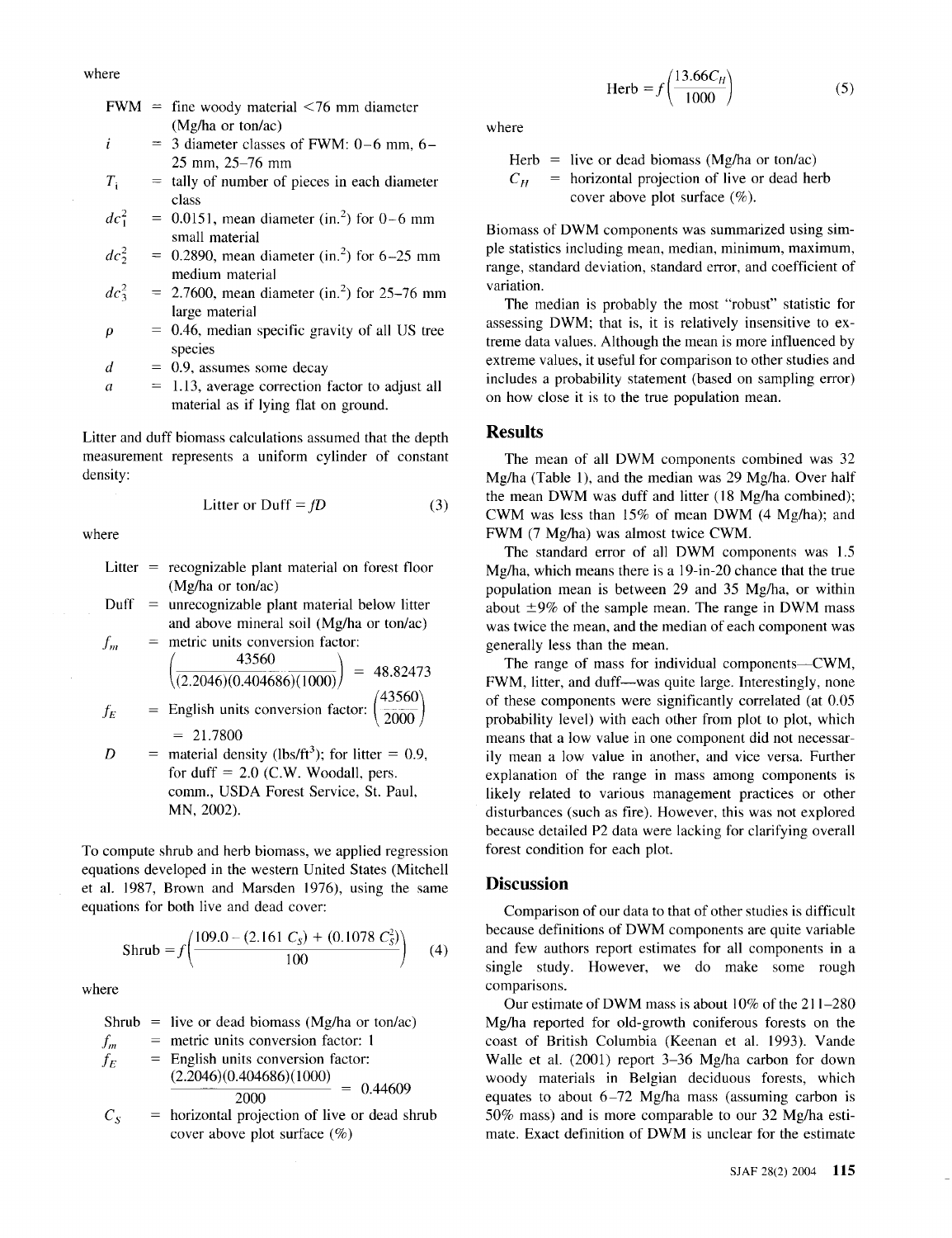where

FWM = fine woody material <76 mm diameter (Mg/ha or ton/ac)

$i$ = 3 diameter classes of FWM: 0–6 mm, 6–25 mm, 25–76 mm

$T_i$ = tally of number of pieces in each diameter class

$dc_1^2$ = 0.0151, mean diameter (in.$^2$) for 0–6 mm small material

$dc_2^2$ = 0.2890, mean diameter (in.$^2$) for 6–25 mm medium material

$dc_3^2$ = 2.7600, mean diameter (in.$^2$) for 25–76 mm large material

$p$ = 0.46, median specific gravity of all US tree species

$d$ = 0.9, assumes some decay

$a$ = 1.13, average correction factor to adjust all material as if lying flat on ground.

Litter and duff biomass calculations assumed that the depth measurement represents a uniform cylinder of constant density:

$$\text{Litter or Duff} = fD \tag{3}$$

where

Litter = recognizable plant material on forest floor (Mg/ha or ton/ac)

Duff = unrecognizable plant material below litter and above mineral soil (Mg/ha or ton/ac)

$f_m$ = metric units conversion factor: $\left(\frac{43560}{(2.2046)(0.404686)(1000)}\right) = 48.82473$

$f_E$ = English units conversion factor: $\left(\frac{43560}{2000}\right) = 21.7800$

$D$ = material density (lbs/ft$^3$); for litter = 0.9, for duff = 2.0 (C.W. Woodall, pers. comm., USDA Forest Service, St. Paul, MN, 2002).

To compute shrub and herb biomass, we applied regression equations developed in the western United States (Mitchell et al. 1987, Brown and Marsden 1976), using the same equations for both live and dead cover:

$$\text{Shrub} = f\left(\frac{109.0 - (2.161\ C_S) + (0.1078\ C_S^2)}{100}\right) \tag{4}$$

where

Shrub = live or dead biomass (Mg/ha or ton/ac)

$f_m$ = metric units conversion factor: 1

$f_E$ = English units conversion factor: $\frac{(2.2046)(0.404686)(1000)}{2000} = 0.44609$

$C_S$ = horizontal projection of live or dead shrub cover above plot surface (%)

$$\text{Herb} = f\left(\frac{13.66 C_H}{1000}\right) \tag{5}$$

where

Herb = live or dead biomass (Mg/ha or ton/ac)

$C_H$ = horizontal projection of live or dead herb cover above plot surface (%).

Biomass of DWM components was summarized using simple statistics including mean, median, minimum, maximum, range, standard deviation, standard error, and coefficient of variation.

The median is probably the most "robust" statistic for assessing DWM; that is, it is relatively insensitive to extreme data values. Although the mean is more influenced by extreme values, it useful for comparison to other studies and includes a probability statement (based on sampling error) on how close it is to the true population mean.

## Results

The mean of all DWM components combined was 32 Mg/ha (Table 1), and the median was 29 Mg/ha. Over half the mean DWM was duff and litter (18 Mg/ha combined); CWM was less than 15% of mean DWM (4 Mg/ha); and FWM (7 Mg/ha) was almost twice CWM.

The standard error of all DWM components was 1.5 Mg/ha, which means there is a 19-in-20 chance that the true population mean is between 29 and 35 Mg/ha, or within about ±9% of the sample mean. The range in DWM mass was twice the mean, and the median of each component was generally less than the mean.

The range of mass for individual components—CWM, FWM, litter, and duff—was quite large. Interestingly, none of these components were significantly correlated (at 0.05 probability level) with each other from plot to plot, which means that a low value in one component did not necessarily mean a low value in another, and vice versa. Further explanation of the range in mass among components is likely related to various management practices or other disturbances (such as fire). However, this was not explored because detailed P2 data were lacking for clarifying overall forest condition for each plot.

## Discussion

Comparison of our data to that of other studies is difficult because definitions of DWM components are quite variable and few authors report estimates for all components in a single study. However, we do make some rough comparisons.

Our estimate of DWM mass is about 10% of the 211–280 Mg/ha reported for old-growth coniferous forests on the coast of British Columbia (Keenan et al. 1993). Vande Walle et al. (2001) report 3–36 Mg/ha carbon for down woody materials in Belgian deciduous forests, which equates to about 6–72 Mg/ha mass (assuming carbon is 50% mass) and is more comparable to our 32 Mg/ha estimate. Exact definition of DWM is unclear for the estimate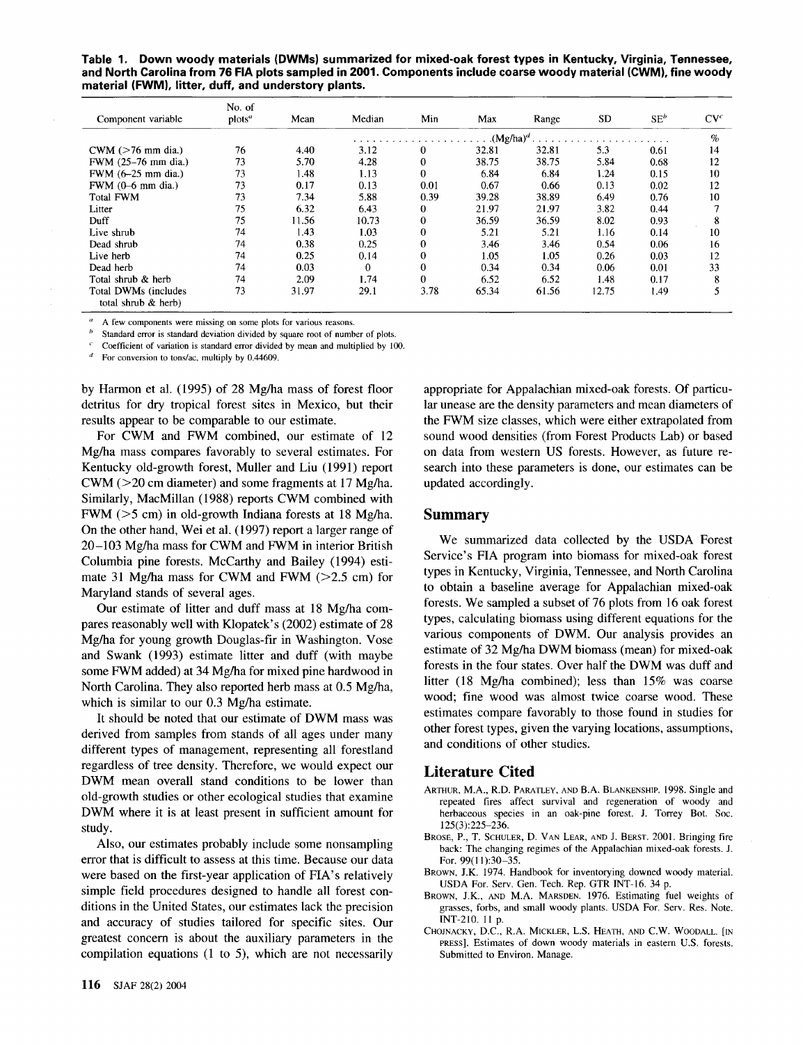**Table 1. Down woody materials (DWMs) summarized for mixed-oak forest types in Kentucky, Virginia, Tennessee, and North Carolina from 76 FIA plots sampled in 2001. Components include coarse woody material (CWM), fine woody material (FWM), litter, duff, and understory plants.**

| Component variable | No. of plots[a] | Mean | Median | Min | Max | Range | SD | SE[b] | CV[c] |
|---|---|---|---|---|---|---|---|---|---|
| | | (Mg/ha)[d] | | | | | | | % |
| CWM (>76 mm dia.) | 76 | 4.40 | 3.12 | 0 | 32.81 | 32.81 | 5.3 | 0.61 | 14 |
| FWM (25–76 mm dia.) | 73 | 5.70 | 4.28 | 0 | 38.75 | 38.75 | 5.84 | 0.68 | 12 |
| FWM (6–25 mm dia.) | 73 | 1.48 | 1.13 | 0 | 6.84 | 6.84 | 1.24 | 0.15 | 10 |
| FWM (0–6 mm dia.) | 73 | 0.17 | 0.13 | 0.01 | 0.67 | 0.66 | 0.13 | 0.02 | 12 |
| Total FWM | 73 | 7.34 | 5.88 | 0.39 | 39.28 | 38.89 | 6.49 | 0.76 | 10 |
| Litter | 75 | 6.32 | 6.43 | 0 | 21.97 | 21.97 | 3.82 | 0.44 | 7 |
| Duff | 75 | 11.56 | 10.73 | 0 | 36.59 | 36.59 | 8.02 | 0.93 | 8 |
| Live shrub | 74 | 1.43 | 1.03 | 0 | 5.21 | 5.21 | 1.16 | 0.14 | 10 |
| Dead shrub | 74 | 0.38 | 0.25 | 0 | 3.46 | 3.46 | 0.54 | 0.06 | 16 |
| Live herb | 74 | 0.25 | 0.14 | 0 | 1.05 | 1.05 | 0.26 | 0.03 | 12 |
| Dead herb | 74 | 0.03 | 0 | 0 | 0.34 | 0.34 | 0.06 | 0.01 | 33 |
| Total shrub & herb | 74 | 2.09 | 1.74 | 0 | 6.52 | 6.52 | 1.48 | 0.17 | 8 |
| Total DWMs (includes total shrub & herb) | 73 | 31.97 | 29.1 | 3.78 | 65.34 | 61.56 | 12.75 | 1.49 | 5 |

[a] A few components were missing on some plots for various reasons.
[b] Standard error is standard deviation divided by square root of number of plots.
[c] Coefficient of variation is standard error divided by mean and multiplied by 100.
[d] For conversion to tons/ac, multiply by 0.44609.

by Harmon et al. (1995) of 28 Mg/ha mass of forest floor detritus for dry tropical forest sites in Mexico, but their results appear to be comparable to our estimate.

For CWM and FWM combined, our estimate of 12 Mg/ha mass compares favorably to several estimates. For Kentucky old-growth forest, Muller and Liu (1991) report CWM (>20 cm diameter) and some fragments at 17 Mg/ha. Similarly, MacMillan (1988) reports CWM combined with FWM (>5 cm) in old-growth Indiana forests at 18 Mg/ha. On the other hand, Wei et al. (1997) report a larger range of 20–103 Mg/ha mass for CWM and FWM in interior British Columbia pine forests. McCarthy and Bailey (1994) estimate 31 Mg/ha mass for CWM and FWM (>2.5 cm) for Maryland stands of several ages.

Our estimate of litter and duff mass at 18 Mg/ha compares reasonably well with Klopatek's (2002) estimate of 28 Mg/ha for young growth Douglas-fir in Washington. Vose and Swank (1993) estimate litter and duff (with maybe some FWM added) at 34 Mg/ha for mixed pine hardwood in North Carolina. They also reported herb mass at 0.5 Mg/ha, which is similar to our 0.3 Mg/ha estimate.

It should be noted that our estimate of DWM mass was derived from samples from stands of all ages under many different types of management, representing all forestland regardless of tree density. Therefore, we would expect our DWM mean overall stand conditions to be lower than old-growth studies or other ecological studies that examine DWM where it is at least present in sufficient amount for study.

Also, our estimates probably include some nonsampling error that is difficult to assess at this time. Because our data were based on the first-year application of FIA's relatively simple field procedures designed to handle all forest conditions in the United States, our estimates lack the precision and accuracy of studies tailored for specific sites. Our greatest concern is about the auxiliary parameters in the compilation equations (1 to 5), which are not necessarily appropriate for Appalachian mixed-oak forests. Of particular unease are the density parameters and mean diameters of the FWM size classes, which were either extrapolated from sound wood densities (from Forest Products Lab) or based on data from western US forests. However, as future research into these parameters is done, our estimates can be updated accordingly.

## Summary

We summarized data collected by the USDA Forest Service's FIA program into biomass for mixed-oak forest types in Kentucky, Virginia, Tennessee, and North Carolina to obtain a baseline average for Appalachian mixed-oak forests. We sampled a subset of 76 plots from 16 oak forest types, calculating biomass using different equations for the various components of DWM. Our analysis provides an estimate of 32 Mg/ha DWM biomass (mean) for mixed-oak forests in the four states. Over half the DWM was duff and litter (18 Mg/ha combined); less than 15% was coarse wood; fine wood was almost twice coarse wood. These estimates compare favorably to those found in studies for other forest types, given the varying locations, assumptions, and conditions of other studies.

## Literature Cited

ARTHUR, M.A., R.D. PARATLEY, AND B.A. BLANKENSHIP. 1998. Single and repeated fires affect survival and regeneration of woody and herbaceous species in an oak-pine forest. J. Torrey Bot. Soc. 125(3):225–236.

BROSE, P., T. SCHULER, D. VAN LEAR, AND J. BERST. 2001. Bringing fire back: The changing regimes of the Appalachian mixed-oak forests. J. For. 99(11):30–35.

BROWN, J.K. 1974. Handbook for inventorying downed woody material. USDA For. Serv. Gen. Tech. Rep. GTR INT-16. 34 p.

BROWN, J.K., AND M.A. MARSDEN. 1976. Estimating fuel weights of grasses, forbs, and small woody plants. USDA For. Serv. Res. Note. INT-210. 11 p.

CHOJNACKY, D.C., R.A. MICKLER, L.S. HEATH, AND C.W. WOODALL. [IN PRESS]. Estimates of down woody materials in eastern U.S. forests. Submitted to Environ. Manage.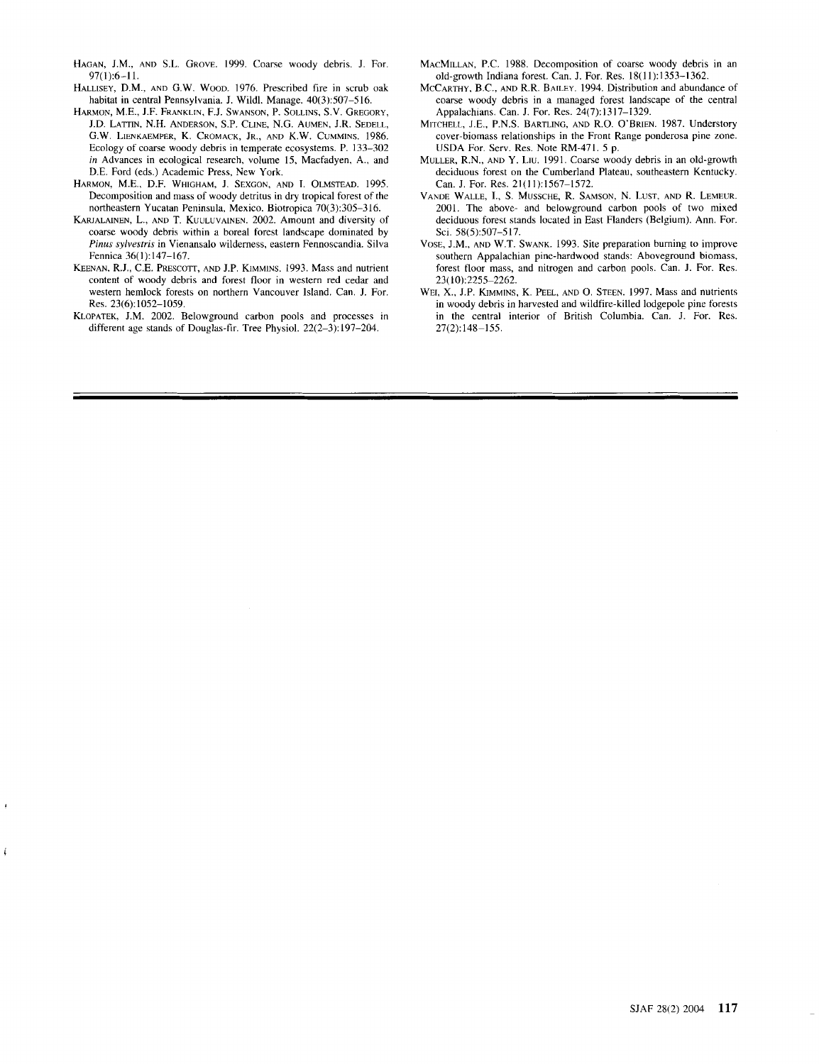HAGAN, J.M., AND S.L. GROVE. 1999. Coarse woody debris. J. For. 97(1):6–11.

HALLISEY, D.M., AND G.W. WOOD. 1976. Prescribed fire in scrub oak habitat in central Pennsylvania. J. Wildl. Manage. 40(3):507–516.

HARMON, M.E., J.F. FRANKLIN, F.J. SWANSON, P. SOLLINS, S.V. GREGORY, J.D. LATTIN, N.H. ANDERSON, S.P. CLINE, N.G. AUMEN, J.R. SEDELL, G.W. LIENKAEMPER, K. CROMACK, JR., AND K.W. CUMMINS. 1986. Ecology of coarse woody debris in temperate ecosystems. P. 133–302 *in* Advances in ecological research, volume 15, Macfadyen, A., and D.E. Ford (eds.) Academic Press, New York.

HARMON, M.E., D.F. WHIGHAM, J. SEXGON, AND I. OLMSTEAD. 1995. Decomposition and mass of woody detritus in dry tropical forest of the northeastern Yucatan Peninsula, Mexico. Biotropica 70(3):305–316.

KARJALAINEN, L., AND T. KUULUVAINEN. 2002. Amount and diversity of coarse woody debris within a boreal forest landscape dominated by *Pinus sylvestris* in Vienansalo wilderness, eastern Fennoscandia. Silva Fennica 36(1):147–167.

KEENAN, R.J., C.E. PRESCOTT, AND J.P. KIMMINS. 1993. Mass and nutrient content of woody debris and forest floor in western red cedar and western hemlock forests on northern Vancouver Island. Can. J. For. Res. 23(6):1052–1059.

KLOPATEK, J.M. 2002. Belowground carbon pools and processes in different age stands of Douglas-fir. Tree Physiol. 22(2–3):197–204.

MACMILLAN, P.C. 1988. Decomposition of coarse woody debris in an old-growth Indiana forest. Can. J. For. Res. 18(11):1353–1362.

MCCARTHY, B.C., AND R.R. BAILEY. 1994. Distribution and abundance of coarse woody debris in a managed forest landscape of the central Appalachians. Can. J. For. Res. 24(7):1317–1329.

MITCHELL, J.E., P.N.S. BARTLING, AND R.O. O'BRIEN. 1987. Understory cover-biomass relationships in the Front Range ponderosa pine zone. USDA For. Serv. Res. Note RM-471. 5 p.

MULLER, R.N., AND Y. LIU. 1991. Coarse woody debris in an old-growth deciduous forest on the Cumberland Plateau, southeastern Kentucky. Can. J. For. Res. 21(11):1567–1572.

VANDE WALLE, I., S. MUSSCHE, R. SAMSON, N. LUST, AND R. LEMEUR. 2001. The above- and belowground carbon pools of two mixed deciduous forest stands located in East Flanders (Belgium). Ann. For. Sci. 58(5):507–517.

VOSE, J.M., AND W.T. SWANK. 1993. Site preparation burning to improve southern Appalachian pine-hardwood stands: Aboveground biomass, forest floor mass, and nitrogen and carbon pools. Can. J. For. Res. 23(10):2255–2262.

WEI, X., J.P. KIMMINS, K. PEEL, AND O. STEEN. 1997. Mass and nutrients in woody debris in harvested and wildfire-killed lodgepole pine forests in the central interior of British Columbia. Can. J. For. Res. 27(2):148–155.